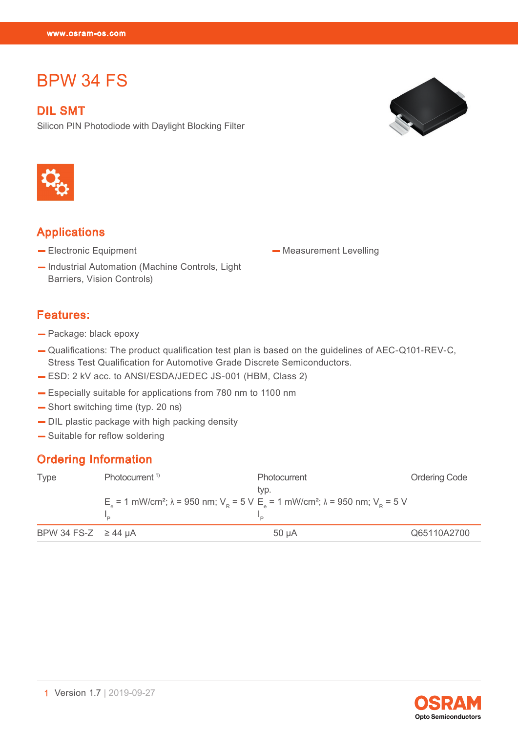# BPW 34 FS

## DIL SMT

Silicon PIN Photodiode with Daylight Blocking Filter

## Applications

- Electronic Equipment
- Industrial Automation (Machine Controls, Light Barriers, Vision Controls)
- Measurement Levelling

## Features:

- Package: black epoxy
- Qualifications: The product qualification test plan is based on the guidelines of AEC-Q101-REV-C, Stress Test Qualification for Automotive Grade Discrete Semiconductors.
- ESD: 2 kV acc. to ANSI/ESDA/JEDEC JS-001 (HBM, Class 2)
- Especially suitable for applications from 780 nm to 1100 nm
- Short switching time (typ. 20 ns)
- DIL plastic package with high packing density
- Suitable for reflow soldering

## Ordering Information

| Type | Photocurrent [1) ] $E_e$ = 1 mW/cm²; λ = 950 nm; $V_R$ = 5 V $I_P$ | Photocurrent typ. $E_e$ = 1 mW/cm²; λ = 950 nm; $V_R$ = 5 V $I_P$ | Ordering Code |
|---|---|---|---|
| BPW 34 FS-Z | ≥ 44 µA | 50 µA | Q65110A2700 |

Version 1.7 | 2019-09-27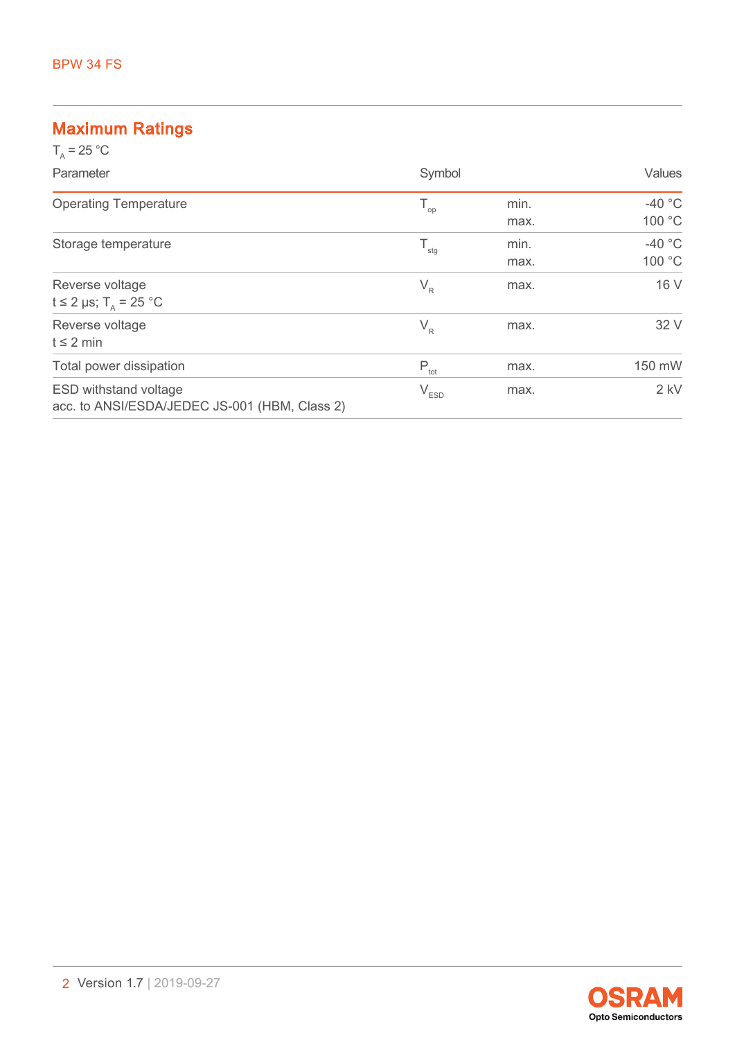## Maximum Ratings

$T_A = 25\ °C$

| Parameter | Symbol | | Values |
|---|---|---|---|
| Operating Temperature | $T_{op}$ | min.<br>max. | -40 °C<br>100 °C |
| Storage temperature | $T_{stg}$ | min.<br>max. | -40 °C<br>100 °C |
| Reverse voltage<br>$t \leq 2\ \mu s$; $T_A = 25\ °C$ | $V_R$ | max. | 16 V |
| Reverse voltage<br>$t \leq 2$ min | $V_R$ | max. | 32 V |
| Total power dissipation | $P_{tot}$ | max. | 150 mW |
| ESD withstand voltage<br>acc. to ANSI/ESDA/JEDEC JS-001 (HBM, Class 2) | $V_{ESD}$ | max. | 2 kV |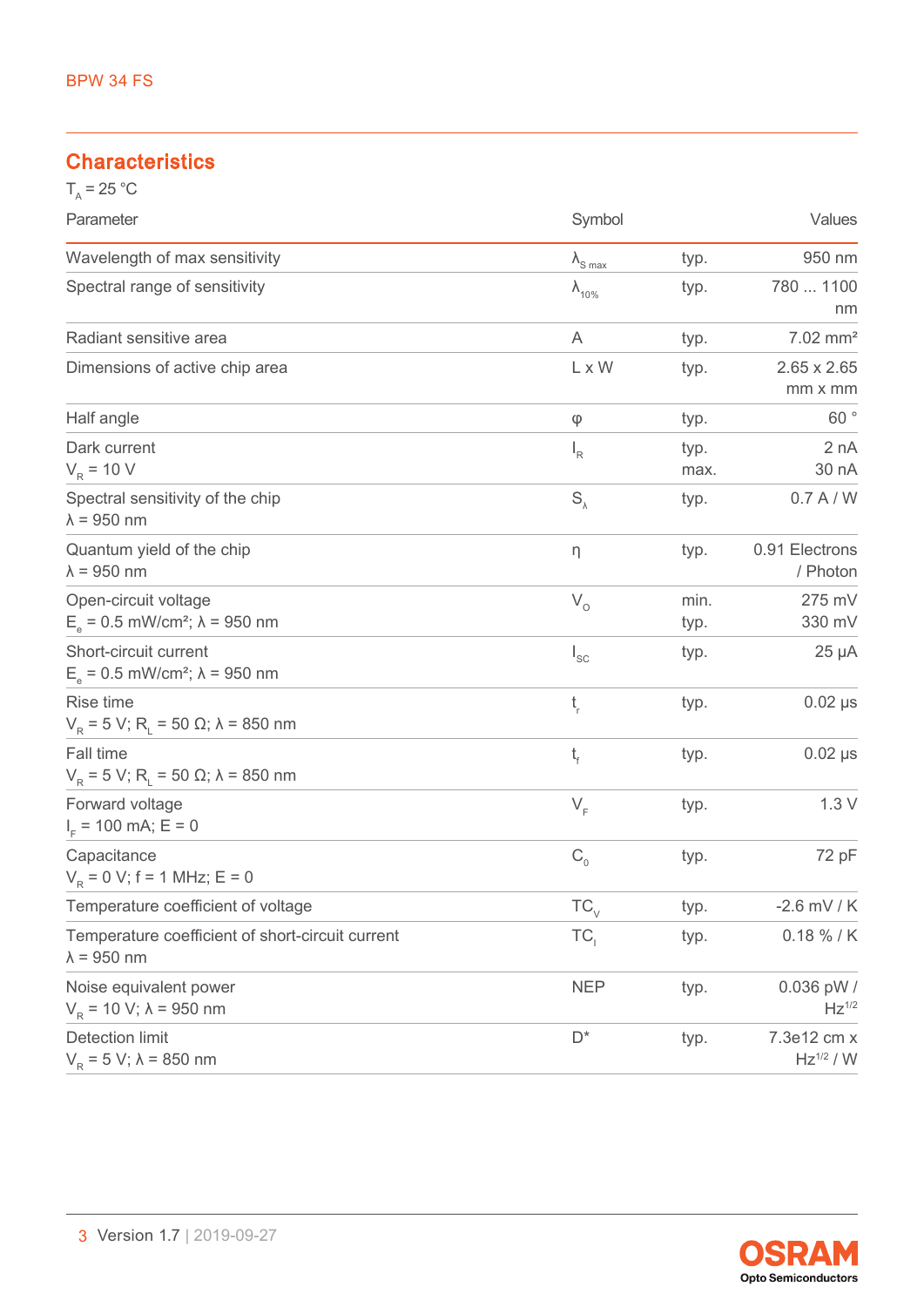## Characteristics

$T_A$ = 25 °C

| Parameter | Symbol | | Values |
|---|---|---|---|
| Wavelength of max sensitivity | $\lambda_{S\ max}$ | typ. | 950 nm |
| Spectral range of sensitivity | $\lambda_{10\%}$ | typ. | 780 ... 1100 nm |
| Radiant sensitive area | A | typ. | 7.02 mm² |
| Dimensions of active chip area | L x W | typ. | 2.65 x 2.65 mm x mm |
| Half angle | φ | typ. | 60 ° |
| Dark current<br>$V_R$ = 10 V | $I_R$ | typ.<br>max. | 2 nA<br>30 nA |
| Spectral sensitivity of the chip<br>λ = 950 nm | $S_\lambda$ | typ. | 0.7 A / W |
| Quantum yield of the chip<br>λ = 950 nm | η | typ. | 0.91 Electrons / Photon |
| Open-circuit voltage<br>$E_e$ = 0.5 mW/cm²; λ = 950 nm | $V_O$ | min.<br>typ. | 275 mV<br>330 mV |
| Short-circuit current<br>$E_e$ = 0.5 mW/cm²; λ = 950 nm | $I_{SC}$ | typ. | 25 µA |
| Rise time<br>$V_R$ = 5 V; $R_L$ = 50 Ω; λ = 850 nm | $t_r$ | typ. | 0.02 µs |
| Fall time<br>$V_R$ = 5 V; $R_L$ = 50 Ω; λ = 850 nm | $t_f$ | typ. | 0.02 µs |
| Forward voltage<br>$I_F$ = 100 mA; E = 0 | $V_F$ | typ. | 1.3 V |
| Capacitance<br>$V_R$ = 0 V; f = 1 MHz; E = 0 | $C_0$ | typ. | 72 pF |
| Temperature coefficient of voltage | $TC_V$ | typ. | -2.6 mV / K |
| Temperature coefficient of short-circuit current<br>λ = 950 nm | $TC_I$ | typ. | 0.18 % / K |
| Noise equivalent power<br>$V_R$ = 10 V; λ = 950 nm | NEP | typ. | 0.036 pW / $Hz^{1/2}$ |
| Detection limit<br>$V_R$ = 5 V; λ = 850 nm | D* | typ. | 7.3e12 cm x $Hz^{1/2}$ / W |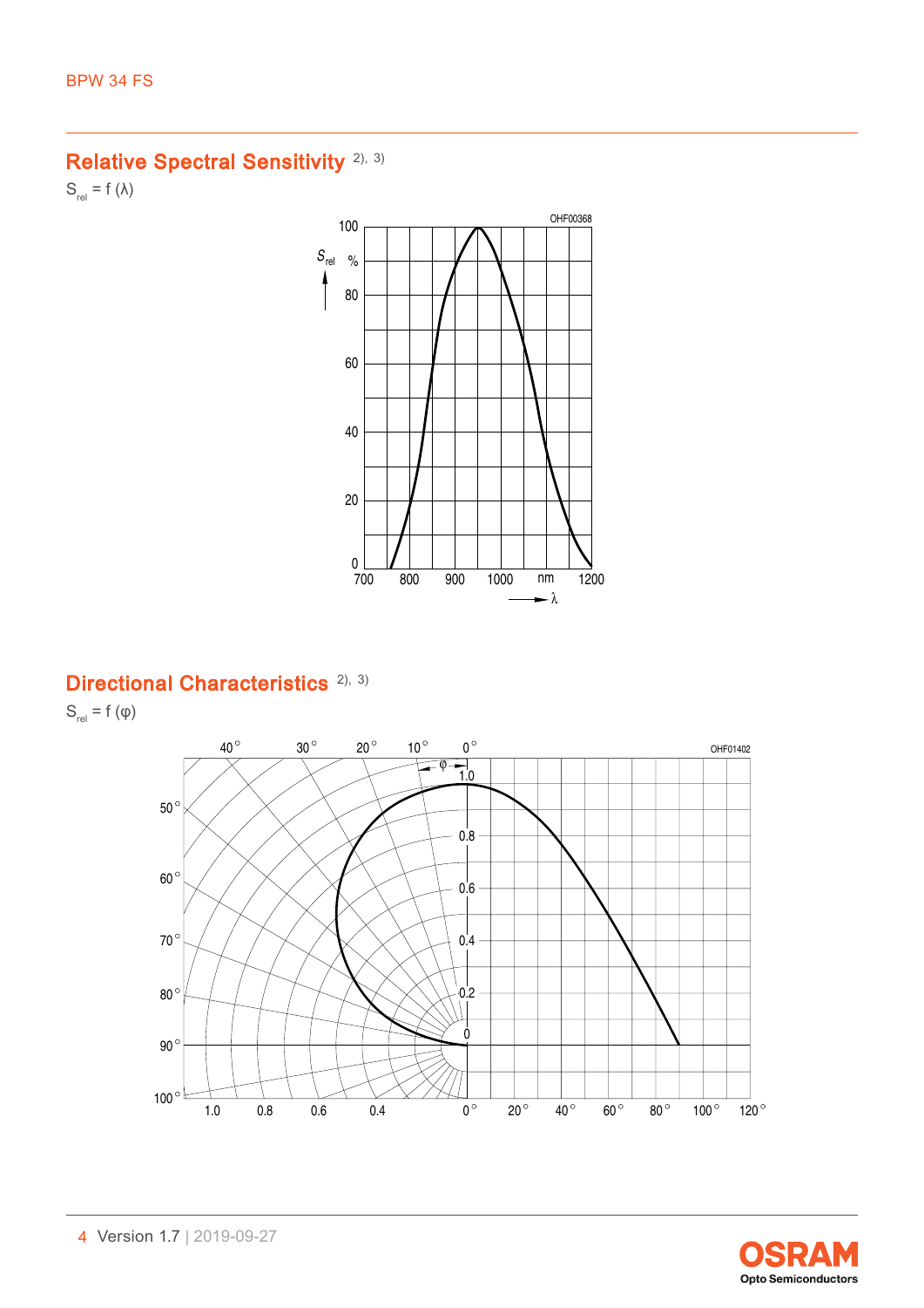## Relative Spectral Sensitivity [2), 3)]

$S_{rel} = f(\lambda)$

## Directional Characteristics [2), 3)]

$S_{rel} = f(\varphi)$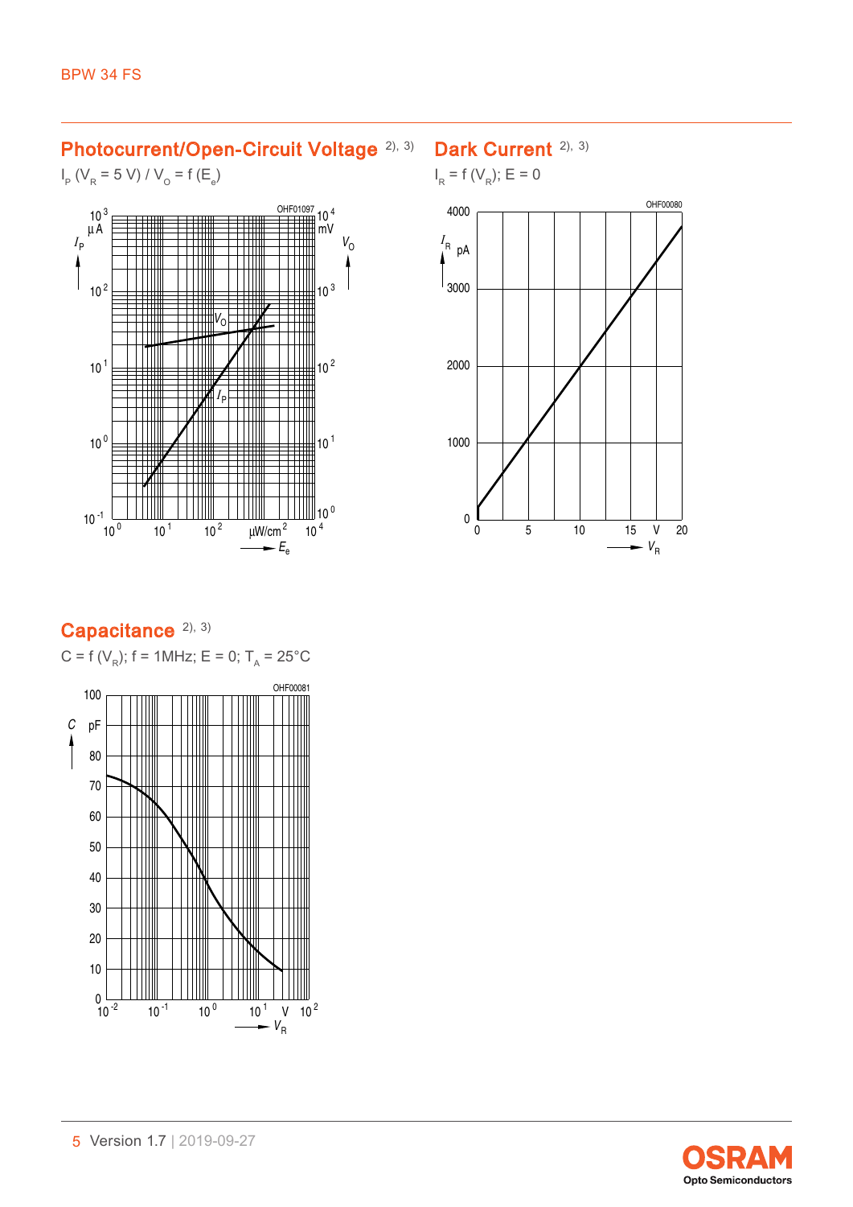## Photocurrent/Open-Circuit Voltage [2), 3)]

$I_P$ ($V_R$ = 5 V) / $V_O$ = f ($E_e$)

## Dark Current [2), 3)]

$I_R$ = f ($V_R$); E = 0

## Capacitance [2), 3)]

C = f ($V_R$); f = 1MHz; E = 0; $T_A$ = 25°C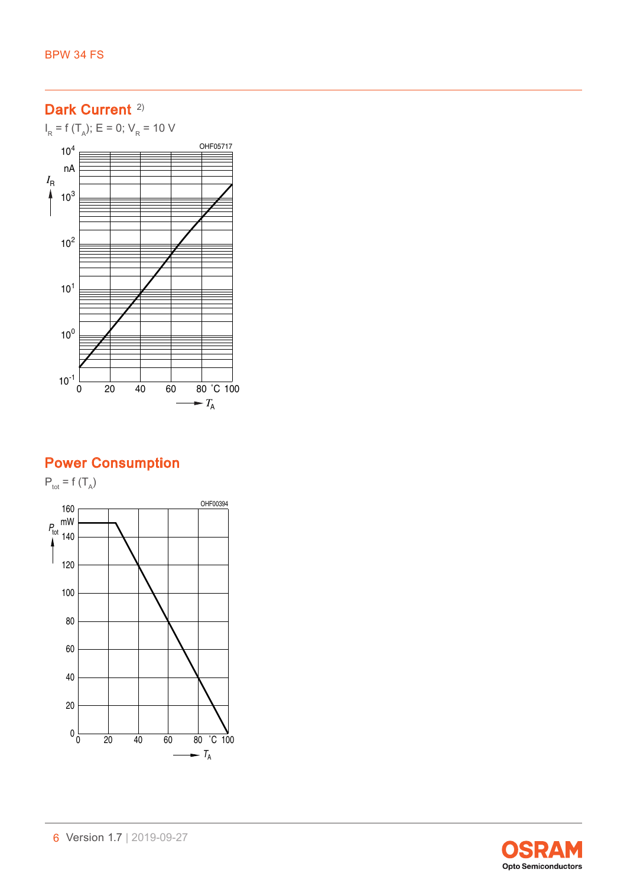## Dark Current [2)]

$I_R = f(T_A)$; $E = 0$; $V_R = 10$ V

OHF05717

## Power Consumption

$P_{tot} = f(T_A)$

OHF00394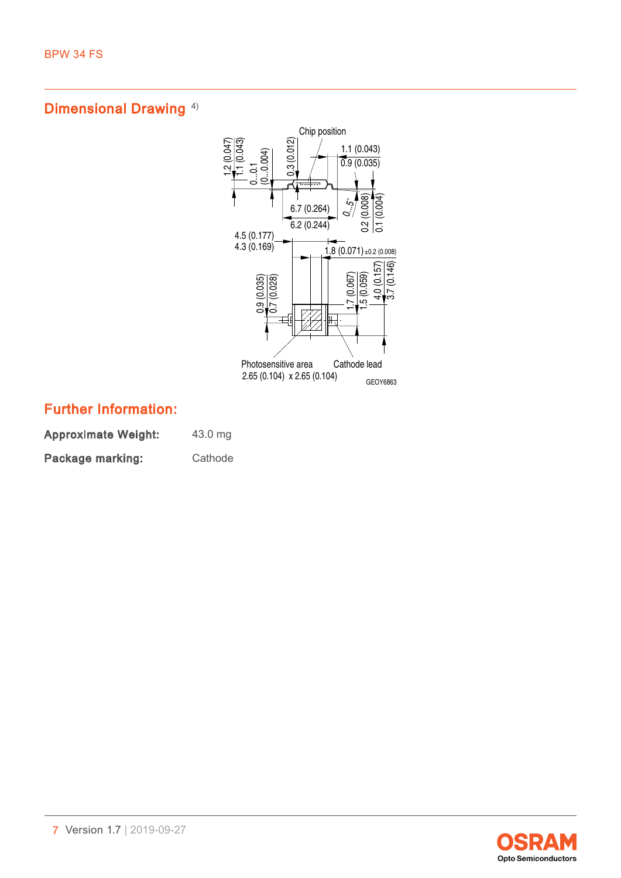## Dimensional Drawing [4)]

Chip position

1.2 (0.047)
1.1 (0.043)
0...0.1
(0...0.004)
0.3 (0.012)
1.1 (0.043)
0.9 (0.035)
0...5°
0.2 (0.008)
0.1 (0.004)
6.7 (0.264)
6.2 (0.244)
4.5 (0.177)
4.3 (0.169)
1.8 (0.071) ±0.2 (0.008)
0.9 (0.035)
0.7 (0.028)
1.7 (0.067)
1.5 (0.059)
4.0 (0.157)
3.7 (0.146)

Photosensitive area
2.65 (0.104) x 2.65 (0.104)

Cathode lead

GEOY6863

## Further Information:

**Approximate Weight:** 43.0 mg

**Package marking:** Cathode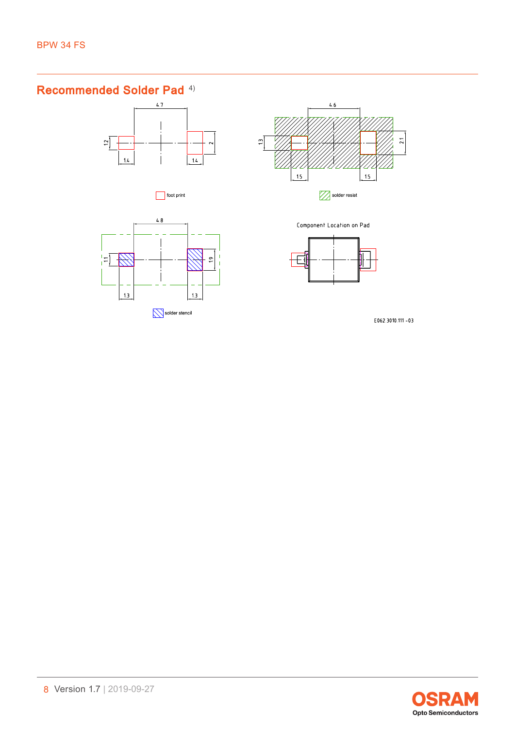## Recommended Solder Pad [4)]

4.7

1.2

2

1.4

1.4

foot print

4.6

1.3

2.1

1.5

1.5

solder resist

4.8

1.1

1.9

1.3

1.3

solder stencil

Component Location on Pad

E062.3010.111-03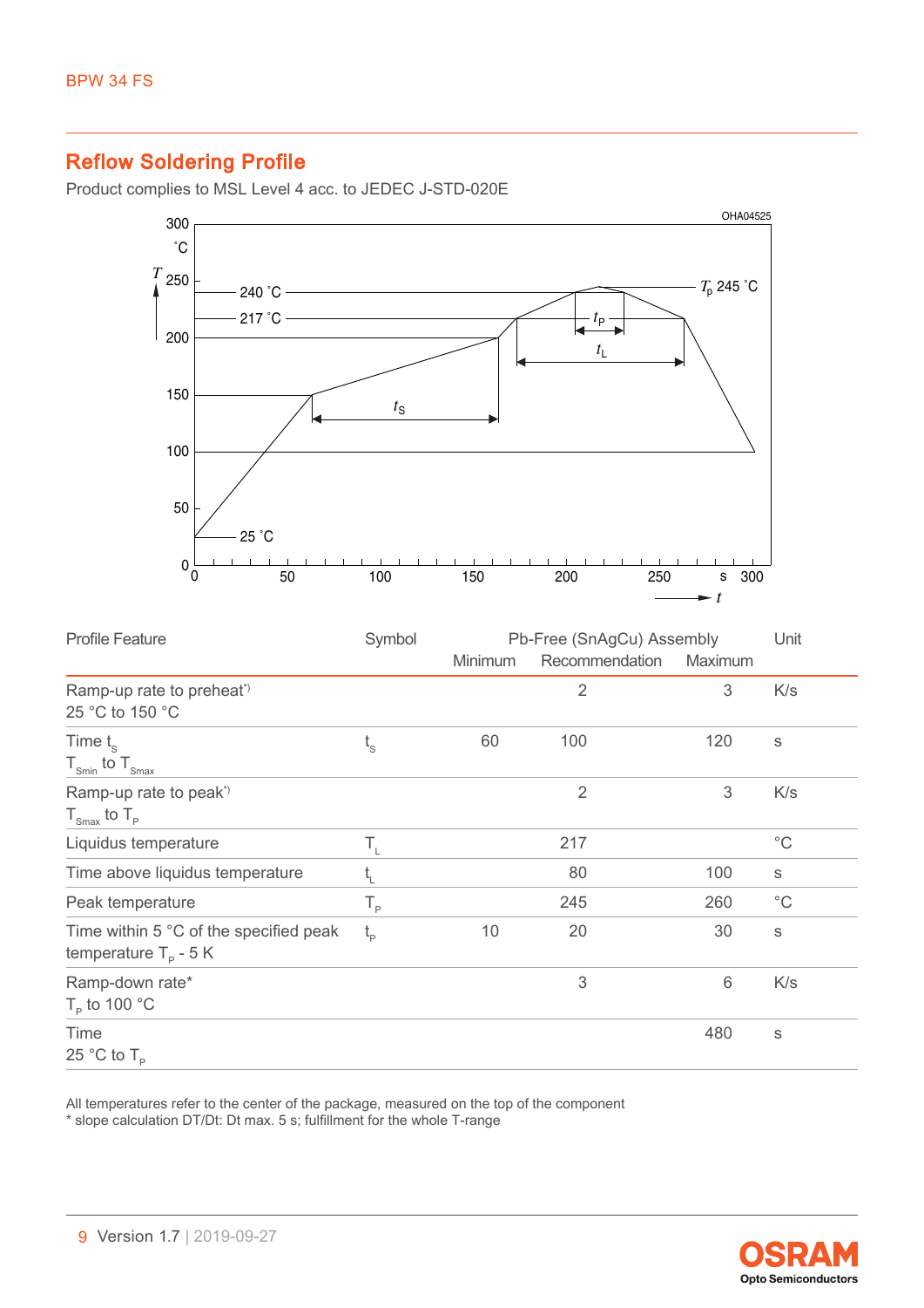## Reflow Soldering Profile

Product complies to MSL Level 4 acc. to JEDEC J-STD-020E

| Profile Feature | Symbol | Pb-Free (SnAgCu) Assembly | | | Unit |
|---|---|---|---|---|---|
| | | Minimum | Recommendation | Maximum | |
| Ramp-up rate to preheat*) 25 °C to 150 °C | | | 2 | 3 | K/s |
| Time $t_S$ $T_{Smin}$ to $T_{Smax}$ | $t_S$ | 60 | 100 | 120 | s |
| Ramp-up rate to peak*) $T_{Smax}$ to $T_P$ | | | 2 | 3 | K/s |
| Liquidus temperature | $T_L$ | | 217 | | °C |
| Time above liquidus temperature | $t_L$ | | 80 | 100 | s |
| Peak temperature | $T_P$ | | 245 | 260 | °C |
| Time within 5 °C of the specified peak temperature $T_P$ - 5 K | $t_P$ | 10 | 20 | 30 | s |
| Ramp-down rate* $T_P$ to 100 °C | | | 3 | 6 | K/s |
| Time 25 °C to $T_P$ | | | | 480 | s |

All temperatures refer to the center of the package, measured on the top of the component
* slope calculation DT/Dt: Dt max. 5 s; fulfillment for the whole T-range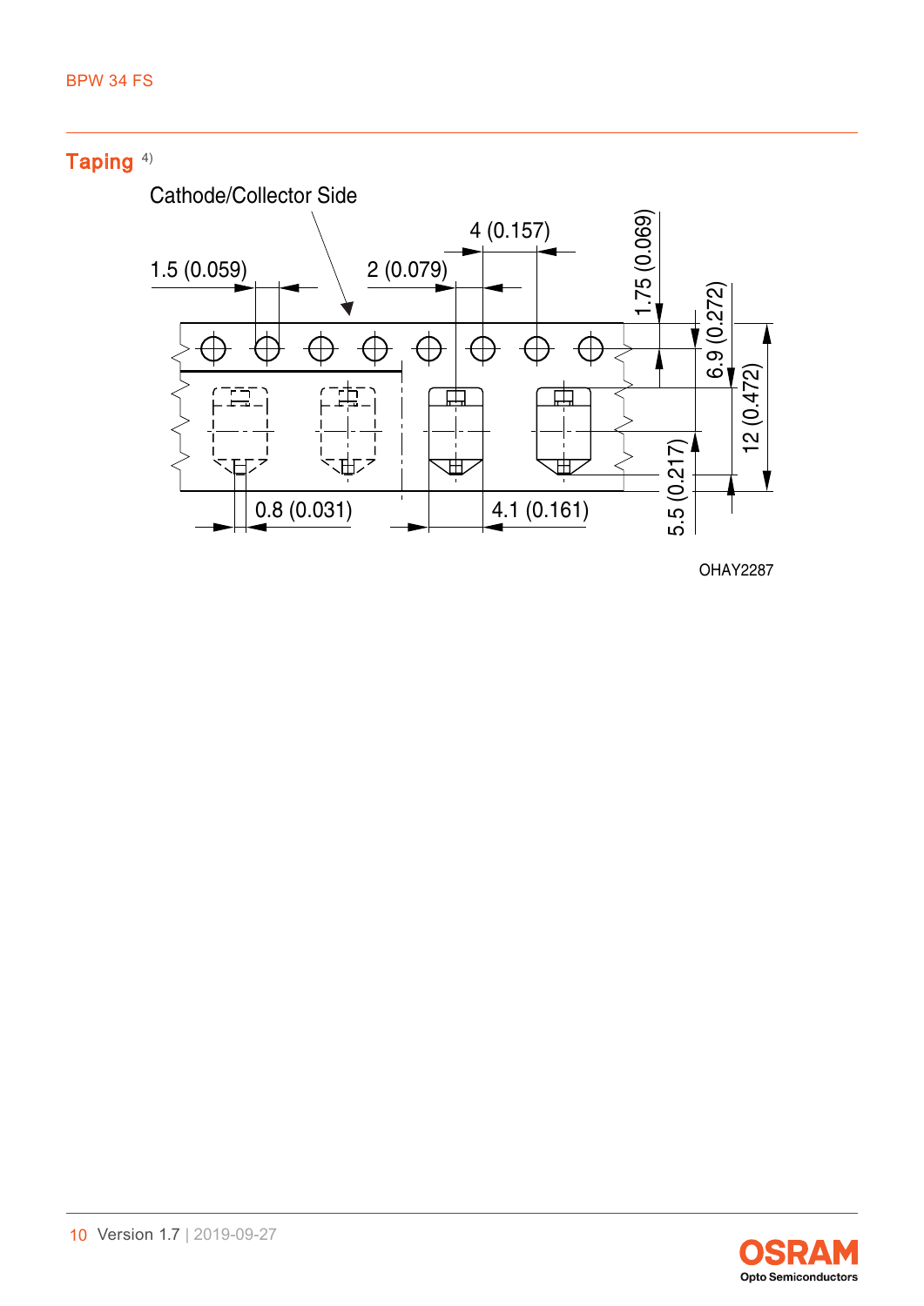## Taping [4)]

Cathode/Collector Side

1.5 (0.059)

2 (0.079)

4 (0.157)

1.75 (0.069)

6.9 (0.272)

12 (0.472)

5.5 (0.217)

0.8 (0.031)

4.1 (0.161)

OHAY2287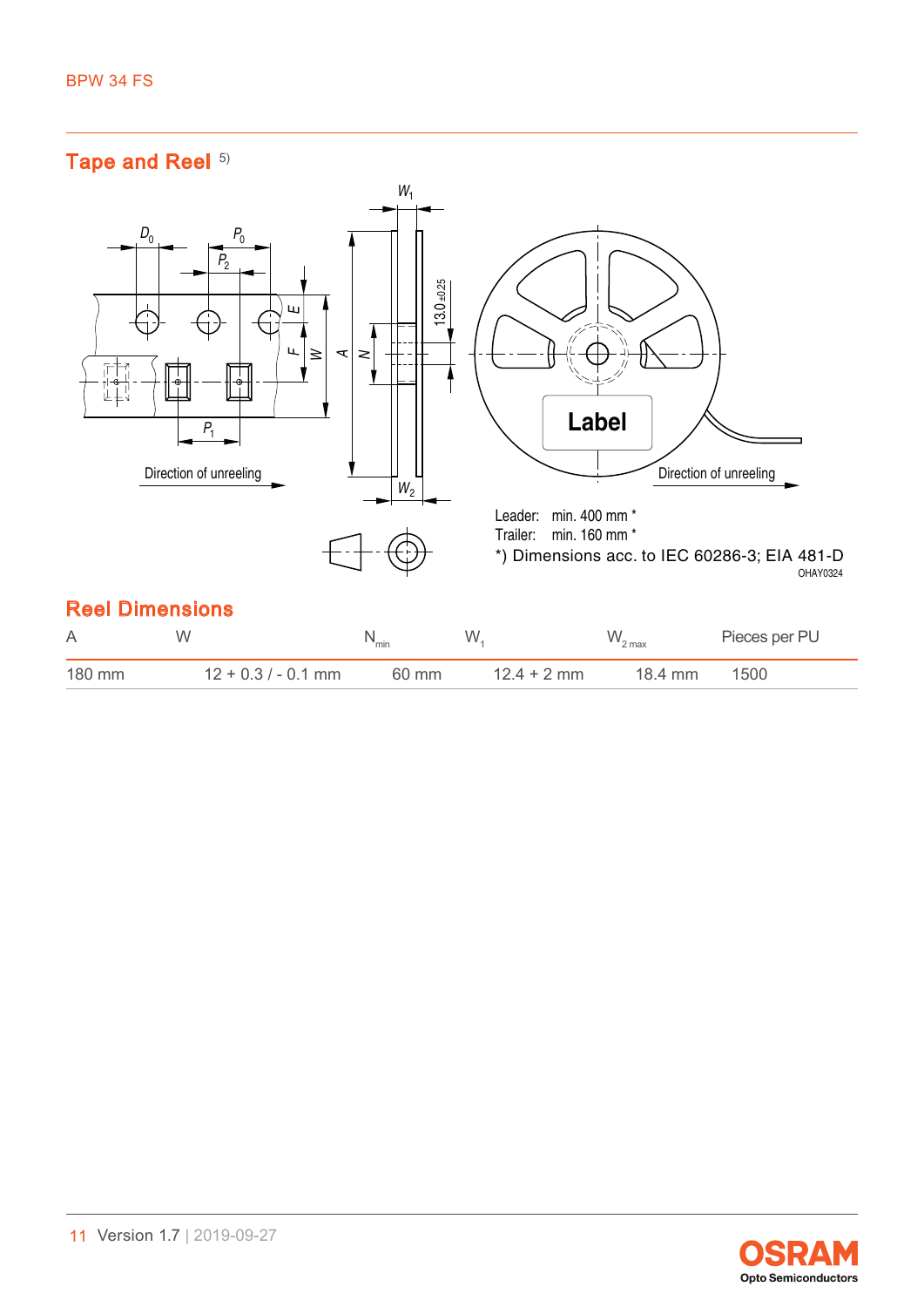## Tape and Reel [5)]

Leader: min. 400 mm *

Trailer: min. 160 mm *

*) Dimensions acc. to IEC 60286-3; EIA 481-D

OHAY0324

## Reel Dimensions

| A | W | $N_{min}$ | $W_1$ | $W_{2\,max}$ | Pieces per PU |
|---|---|---|---|---|---|
| 180 mm | 12 + 0.3 / - 0.1 mm | 60 mm | 12.4 + 2 mm | 18.4 mm | 1500 |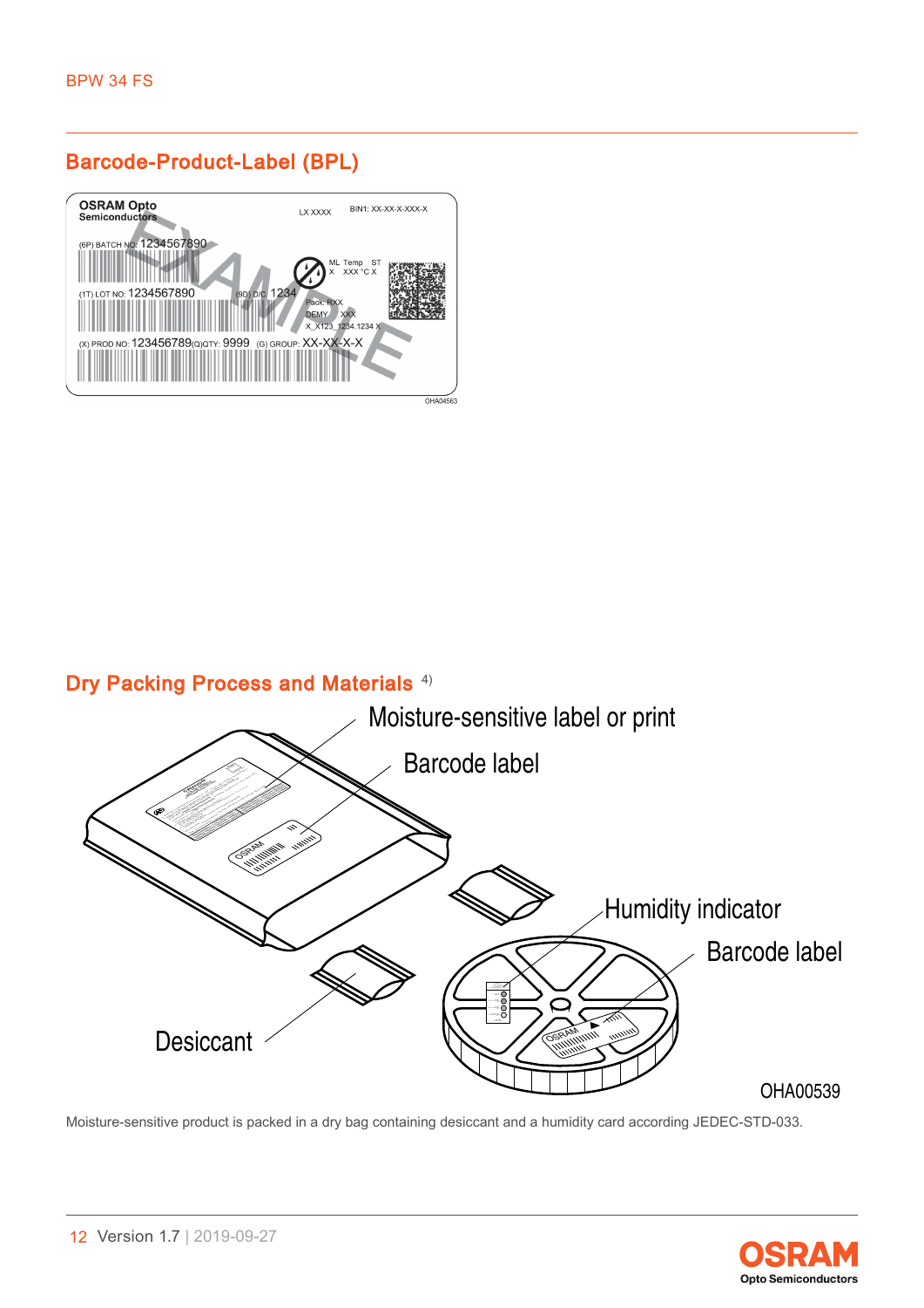## Barcode-Product-Label (BPL)

## Dry Packing Process and Materials [4)]

Moisture-sensitive product is packed in a dry bag containing desiccant and a humidity card according JEDEC-STD-033.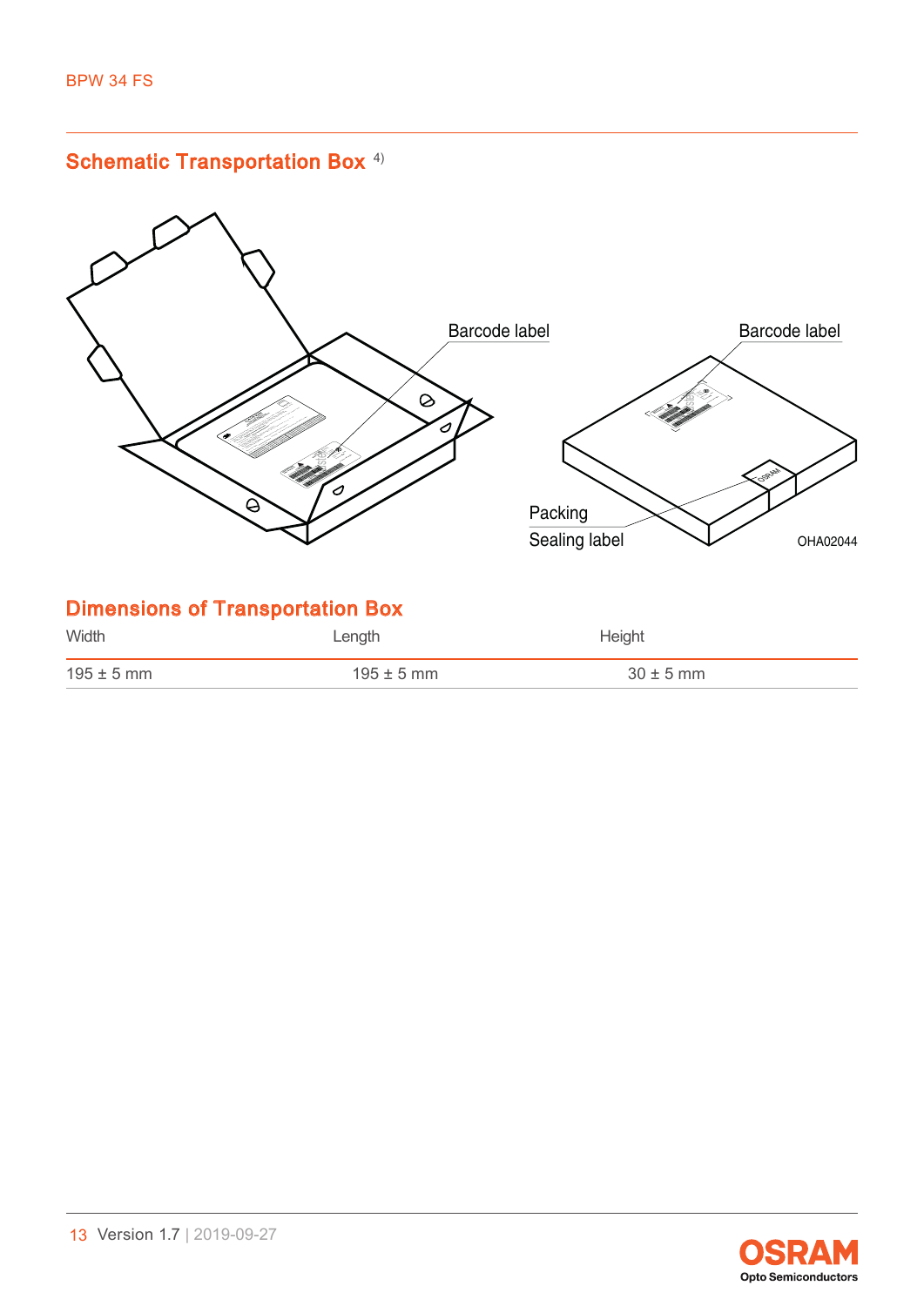## Schematic Transportation Box [4)]

Barcode label

Barcode label

Packing
Sealing label

OHA02044

## Dimensions of Transportation Box

| Width | Length | Height |
|---|---|---|
| 195 ± 5 mm | 195 ± 5 mm | 30 ± 5 mm |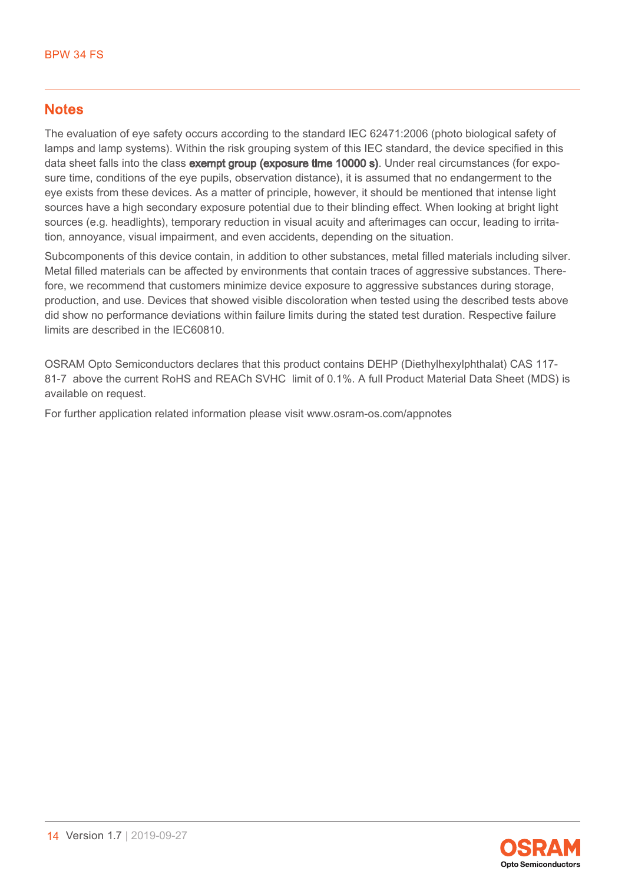## Notes

The evaluation of eye safety occurs according to the standard IEC 62471:2006 (photo biological safety of lamps and lamp systems). Within the risk grouping system of this IEC standard, the device specified in this data sheet falls into the class **exempt group (exposure time 10000 s)**. Under real circumstances (for exposure time, conditions of the eye pupils, observation distance), it is assumed that no endangerment to the eye exists from these devices. As a matter of principle, however, it should be mentioned that intense light sources have a high secondary exposure potential due to their blinding effect. When looking at bright light sources (e.g. headlights), temporary reduction in visual acuity and afterimages can occur, leading to irritation, annoyance, visual impairment, and even accidents, depending on the situation.

Subcomponents of this device contain, in addition to other substances, metal filled materials including silver. Metal filled materials can be affected by environments that contain traces of aggressive substances. Therefore, we recommend that customers minimize device exposure to aggressive substances during storage, production, and use. Devices that showed visible discoloration when tested using the described tests above did show no performance deviations within failure limits during the stated test duration. Respective failure limits are described in the IEC60810.

OSRAM Opto Semiconductors declares that this product contains DEHP (Diethylhexylphthalat) CAS 117-81-7 above the current RoHS and REACh SVHC limit of 0.1%. A full Product Material Data Sheet (MDS) is available on request.

For further application related information please visit www.osram-os.com/appnotes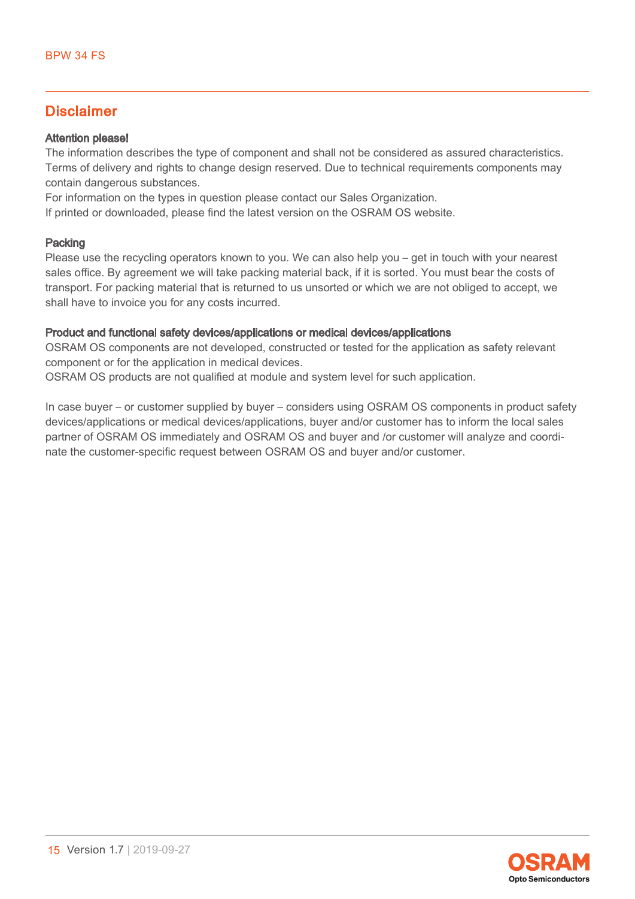## Disclaimer

**Attention please!**

The information describes the type of component and shall not be considered as assured characteristics. Terms of delivery and rights to change design reserved. Due to technical requirements components may contain dangerous substances.

For information on the types in question please contact our Sales Organization.

If printed or downloaded, please find the latest version on the OSRAM OS website.

**Packing**

Please use the recycling operators known to you. We can also help you – get in touch with your nearest sales office. By agreement we will take packing material back, if it is sorted. You must bear the costs of transport. For packing material that is returned to us unsorted or which we are not obliged to accept, we shall have to invoice you for any costs incurred.

**Product and functional safety devices/applications or medical devices/applications**

OSRAM OS components are not developed, constructed or tested for the application as safety relevant component or for the application in medical devices.

OSRAM OS products are not qualified at module and system level for such application.

In case buyer – or customer supplied by buyer – considers using OSRAM OS components in product safety devices/applications or medical devices/applications, buyer and/or customer has to inform the local sales partner of OSRAM OS immediately and OSRAM OS and buyer and /or customer will analyze and coordinate the customer-specific request between OSRAM OS and buyer and/or customer.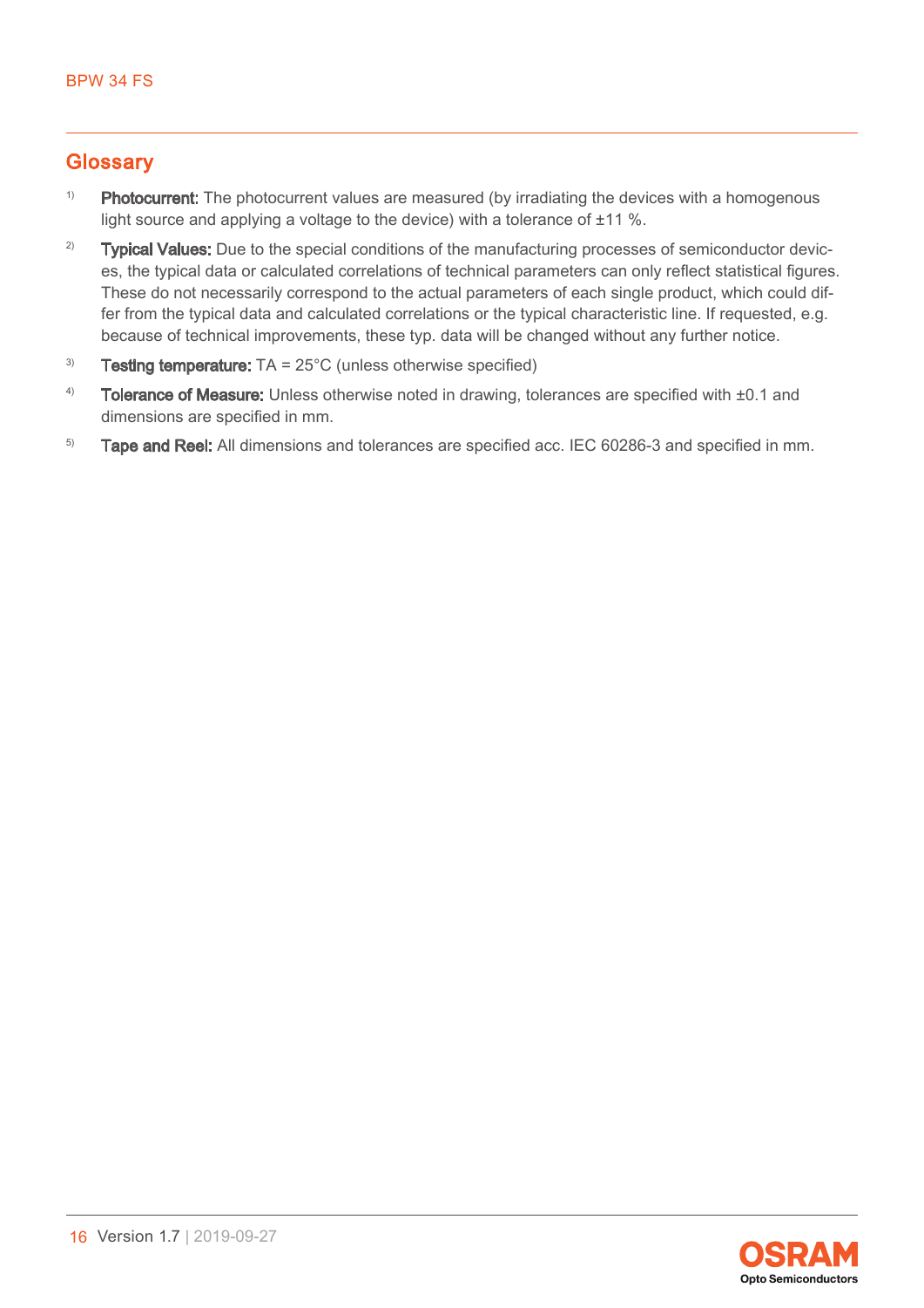## Glossary

[1] **Photocurrent:** The photocurrent values are measured (by irradiating the devices with a homogenous light source and applying a voltage to the device) with a tolerance of ±11 %.

[2] **Typical Values:** Due to the special conditions of the manufacturing processes of semiconductor devices, the typical data or calculated correlations of technical parameters can only reflect statistical figures. These do not necessarily correspond to the actual parameters of each single product, which could differ from the typical data and calculated correlations or the typical characteristic line. If requested, e.g. because of technical improvements, these typ. data will be changed without any further notice.

[3] **Testing temperature:** TA = 25°C (unless otherwise specified)

[4] **Tolerance of Measure:** Unless otherwise noted in drawing, tolerances are specified with ±0.1 and dimensions are specified in mm.

[5] **Tape and Reel:** All dimensions and tolerances are specified acc. IEC 60286-3 and specified in mm.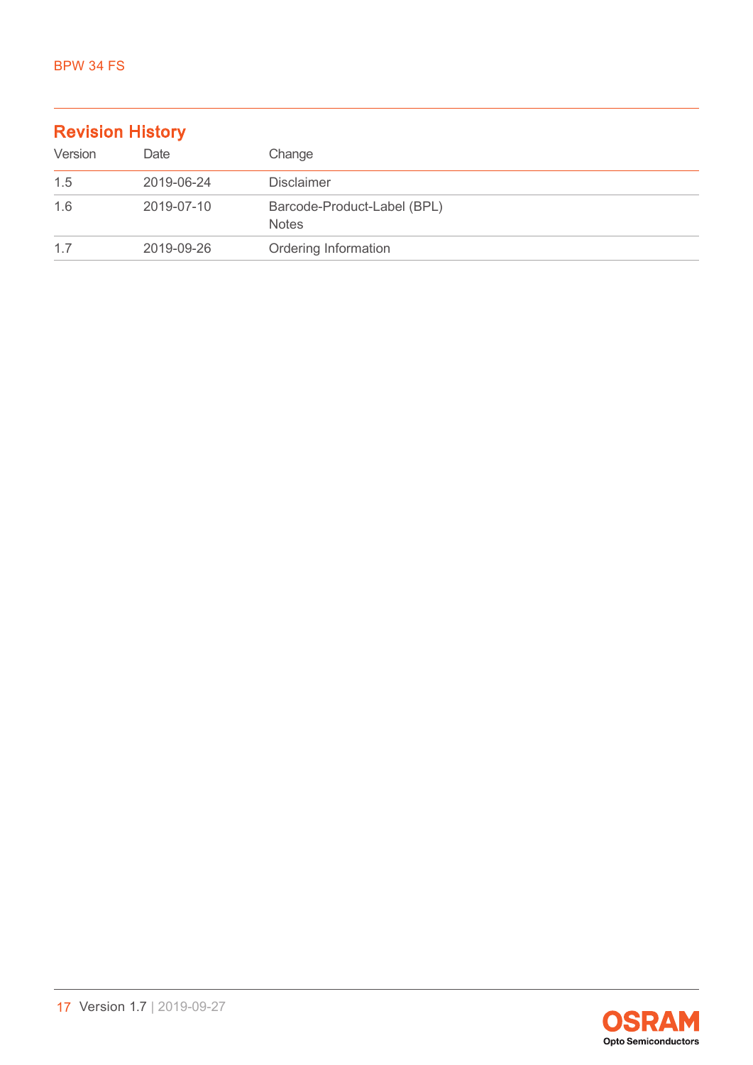## Revision History

| Version | Date | Change |
|---|---|---|
| 1.5 | 2019-06-24 | Disclaimer |
| 1.6 | 2019-07-10 | Barcode-Product-Label (BPL)<br>Notes |
| 1.7 | 2019-09-26 | Ordering Information |